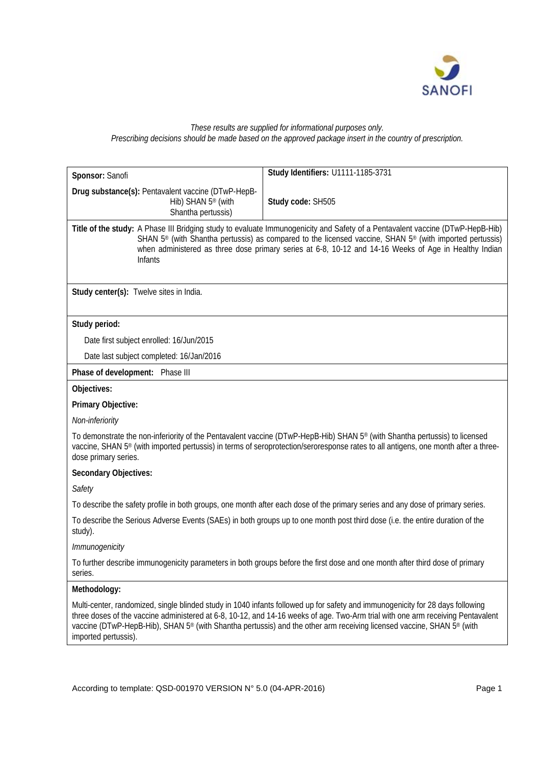*These results are supplied for informational purposes only.*
*Prescribing decisions should be made based on the approved package insert in the country of prescription.*

| **Sponsor:** Sanofi | **Study Identifiers:** U1111-1185-3731 |
|---|---|
| **Drug substance(s):** Pentavalent vaccine (DTwP-HepB-Hib) SHAN 5® (with Shantha pertussis) | **Study code:** SH505 |

**Title of the study:** A Phase III Bridging study to evaluate Immunogenicity and Safety of a Pentavalent vaccine (DTwP-HepB-Hib) SHAN 5® (with Shantha pertussis) as compared to the licensed vaccine, SHAN 5® (with imported pertussis) when administered as three dose primary series at 6-8, 10-12 and 14-16 Weeks of Age in Healthy Indian Infants

**Study center(s):** Twelve sites in India.

**Study period:**

Date first subject enrolled: 16/Jun/2015

Date last subject completed: 16/Jan/2016

**Phase of development:** Phase III

**Objectives:**

**Primary Objective:**

*Non-inferiority*

To demonstrate the non-inferiority of the Pentavalent vaccine (DTwP-HepB-Hib) SHAN 5® (with Shantha pertussis) to licensed vaccine, SHAN 5® (with imported pertussis) in terms of seroprotection/seroresponse rates to all antigens, one month after a three-dose primary series.

**Secondary Objectives:**

*Safety*

To describe the safety profile in both groups, one month after each dose of the primary series and any dose of primary series.

To describe the Serious Adverse Events (SAEs) in both groups up to one month post third dose (i.e. the entire duration of the study).

*Immunogenicity*

To further describe immunogenicity parameters in both groups before the first dose and one month after third dose of primary series.

**Methodology:**

Multi-center, randomized, single blinded study in 1040 infants followed up for safety and immunogenicity for 28 days following three doses of the vaccine administered at 6-8, 10-12, and 14-16 weeks of age. Two-Arm trial with one arm receiving Pentavalent vaccine (DTwP-HepB-Hib), SHAN 5® (with Shantha pertussis) and the other arm receiving licensed vaccine, SHAN 5® (with imported pertussis).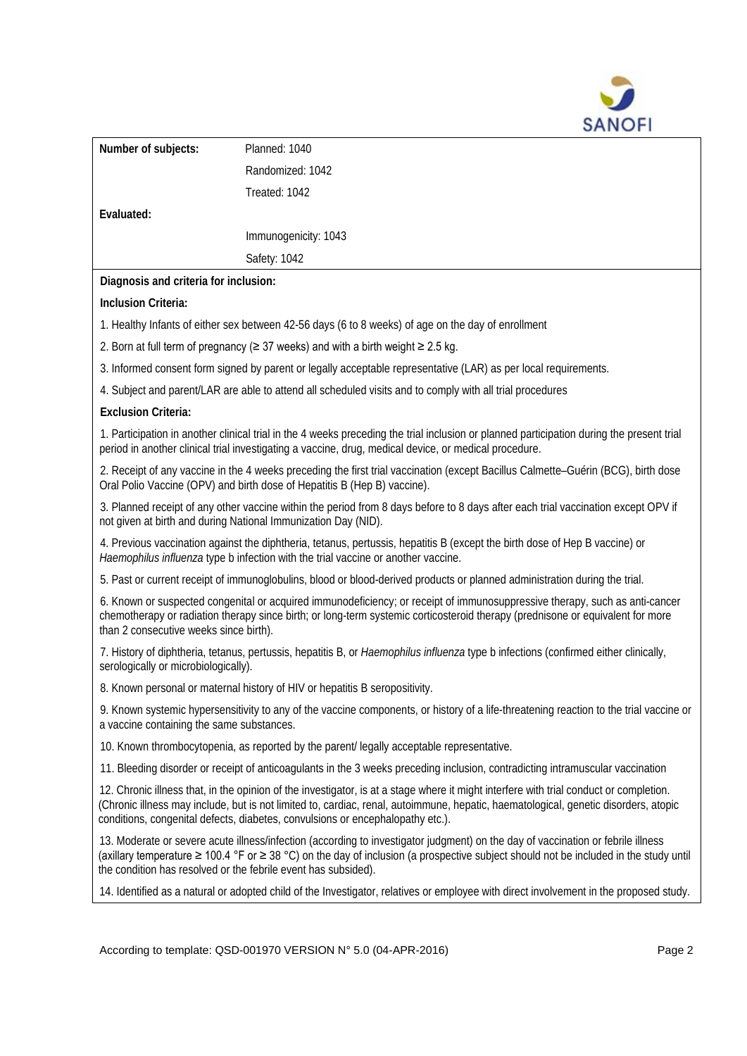| | |
|---|---|
| **Number of subjects:** | Planned: 1040 |
| | Randomized: 1042 |
| | Treated: 1042 |
| **Evaluated:** | |
| | Immunogenicity: 1043 |
| | Safety: 1042 |

**Diagnosis and criteria for inclusion:**

**Inclusion Criteria:**

1. Healthy Infants of either sex between 42-56 days (6 to 8 weeks) of age on the day of enrollment
2. Born at full term of pregnancy (≥ 37 weeks) and with a birth weight ≥ 2.5 kg.
3. Informed consent form signed by parent or legally acceptable representative (LAR) as per local requirements.
4. Subject and parent/LAR are able to attend all scheduled visits and to comply with all trial procedures

**Exclusion Criteria:**

1. Participation in another clinical trial in the 4 weeks preceding the trial inclusion or planned participation during the present trial period in another clinical trial investigating a vaccine, drug, medical device, or medical procedure.
2. Receipt of any vaccine in the 4 weeks preceding the first trial vaccination (except Bacillus Calmette–Guérin (BCG), birth dose Oral Polio Vaccine (OPV) and birth dose of Hepatitis B (Hep B) vaccine).
3. Planned receipt of any other vaccine within the period from 8 days before to 8 days after each trial vaccination except OPV if not given at birth and during National Immunization Day (NID).
4. Previous vaccination against the diphtheria, tetanus, pertussis, hepatitis B (except the birth dose of Hep B vaccine) or *Haemophilus influenza* type b infection with the trial vaccine or another vaccine.
5. Past or current receipt of immunoglobulins, blood or blood-derived products or planned administration during the trial.
6. Known or suspected congenital or acquired immunodeficiency; or receipt of immunosuppressive therapy, such as anti-cancer chemotherapy or radiation therapy since birth; or long-term systemic corticosteroid therapy (prednisone or equivalent for more than 2 consecutive weeks since birth).
7. History of diphtheria, tetanus, pertussis, hepatitis B, or *Haemophilus influenza* type b infections (confirmed either clinically, serologically or microbiologically).
8. Known personal or maternal history of HIV or hepatitis B seropositivity.
9. Known systemic hypersensitivity to any of the vaccine components, or history of a life-threatening reaction to the trial vaccine or a vaccine containing the same substances.
10. Known thrombocytopenia, as reported by the parent/ legally acceptable representative.
11. Bleeding disorder or receipt of anticoagulants in the 3 weeks preceding inclusion, contradicting intramuscular vaccination
12. Chronic illness that, in the opinion of the investigator, is at a stage where it might interfere with trial conduct or completion. (Chronic illness may include, but is not limited to, cardiac, renal, autoimmune, hepatic, haematological, genetic disorders, atopic conditions, congenital defects, diabetes, convulsions or encephalopathy etc.).
13. Moderate or severe acute illness/infection (according to investigator judgment) on the day of vaccination or febrile illness (axillary temperature ≥ 100.4 °F or ≥ 38 °C) on the day of inclusion (a prospective subject should not be included in the study until the condition has resolved or the febrile event has subsided).
14. Identified as a natural or adopted child of the Investigator, relatives or employee with direct involvement in the proposed study.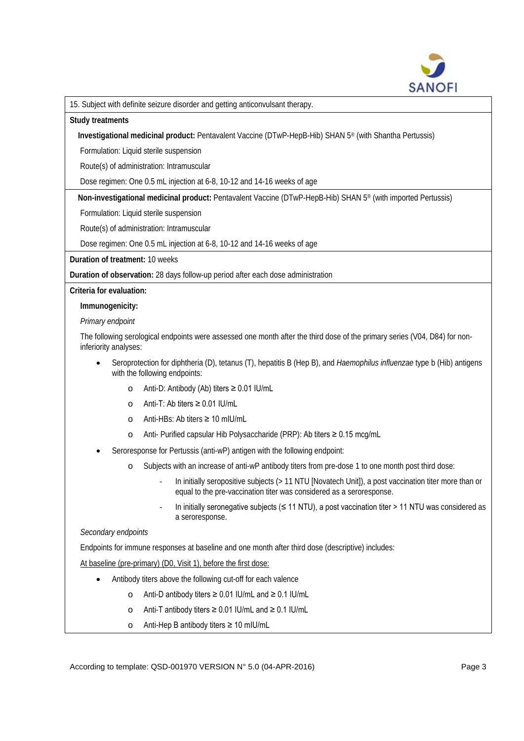15. Subject with definite seizure disorder and getting anticonvulsant therapy.

**Study treatments**

**Investigational medicinal product:** Pentavalent Vaccine (DTwP-HepB-Hib) SHAN 5® (with Shantha Pertussis)

Formulation: Liquid sterile suspension

Route(s) of administration: Intramuscular

Dose regimen: One 0.5 mL injection at 6-8, 10-12 and 14-16 weeks of age

**Non-investigational medicinal product:** Pentavalent Vaccine (DTwP-HepB-Hib) SHAN 5® (with imported Pertussis)

Formulation: Liquid sterile suspension

Route(s) of administration: Intramuscular

Dose regimen: One 0.5 mL injection at 6-8, 10-12 and 14-16 weeks of age

**Duration of treatment:** 10 weeks

**Duration of observation:** 28 days follow-up period after each dose administration

**Criteria for evaluation:**

**Immunogenicity:**

*Primary endpoint*

The following serological endpoints were assessed one month after the third dose of the primary series (V04, D84) for non-inferiority analyses:

- Seroprotection for diphtheria (D), tetanus (T), hepatitis B (Hep B), and *Haemophilus influenzae* type b (Hib) antigens with the following endpoints:
  - Anti-D: Antibody (Ab) titers ≥ 0.01 IU/mL
  - Anti-T: Ab titers ≥ 0.01 IU/mL
  - Anti-HBs: Ab titers ≥ 10 mIU/mL
  - Anti- Purified capsular Hib Polysaccharide (PRP): Ab titers ≥ 0.15 mcg/mL
- Seroresponse for Pertussis (anti-wP) antigen with the following endpoint:
  - Subjects with an increase of anti-wP antibody titers from pre-dose 1 to one month post third dose:
    - In initially seropositive subjects (> 11 NTU [Novatech Unit]), a post vaccination titer more than or equal to the pre-vaccination titer was considered as a seroresponse.
    - In initially seronegative subjects (≤ 11 NTU), a post vaccination titer > 11 NTU was considered as a seroresponse.

*Secondary endpoints*

Endpoints for immune responses at baseline and one month after third dose (descriptive) includes:

<u>At baseline (pre-primary) (D0, Visit 1), before the first dose:</u>

- Antibody titers above the following cut-off for each valence
  - Anti-D antibody titers ≥ 0.01 IU/mL and ≥ 0.1 IU/mL
  - Anti-T antibody titers ≥ 0.01 IU/mL and ≥ 0.1 IU/mL
  - Anti-Hep B antibody titers ≥ 10 mIU/mL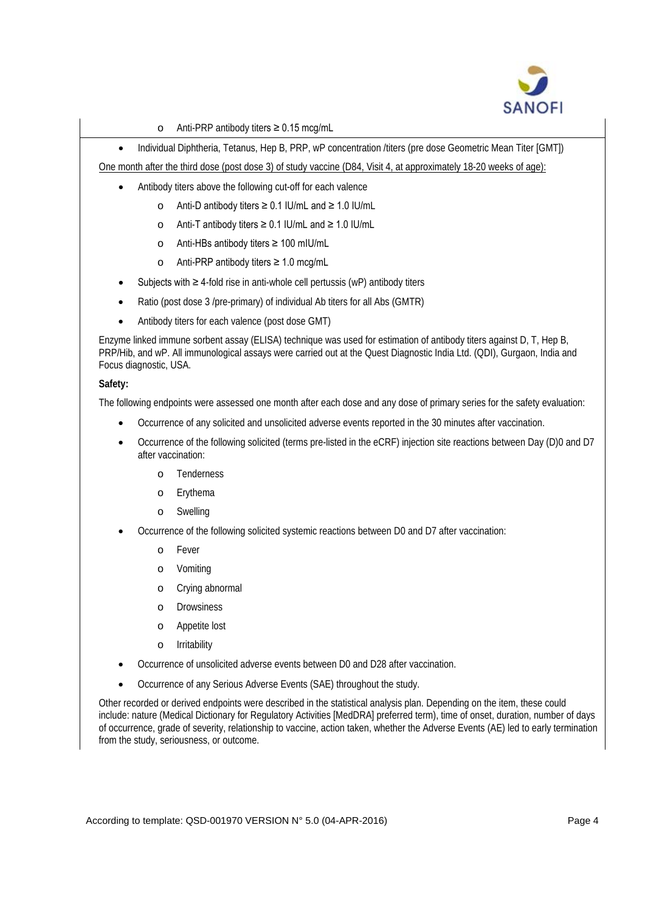- Anti-PRP antibody titers ≥ 0.15 mcg/mL

- Individual Diphtheria, Tetanus, Hep B, PRP, wP concentration /titers (pre dose Geometric Mean Titer [GMT])

One month after the third dose (post dose 3) of study vaccine (D84, Visit 4, at approximately 18-20 weeks of age):

- Antibody titers above the following cut-off for each valence
  - Anti-D antibody titers ≥ 0.1 IU/mL and ≥ 1.0 IU/mL
  - Anti-T antibody titers ≥ 0.1 IU/mL and ≥ 1.0 IU/mL
  - Anti-HBs antibody titers ≥ 100 mIU/mL
  - Anti-PRP antibody titers ≥ 1.0 mcg/mL
- Subjects with ≥ 4-fold rise in anti-whole cell pertussis (wP) antibody titers
- Ratio (post dose 3 /pre-primary) of individual Ab titers for all Abs (GMTR)
- Antibody titers for each valence (post dose GMT)

Enzyme linked immune sorbent assay (ELISA) technique was used for estimation of antibody titers against D, T, Hep B, PRP/Hib, and wP. All immunological assays were carried out at the Quest Diagnostic India Ltd. (QDI), Gurgaon, India and Focus diagnostic, USA.

**Safety:**

The following endpoints were assessed one month after each dose and any dose of primary series for the safety evaluation:

- Occurrence of any solicited and unsolicited adverse events reported in the 30 minutes after vaccination.
- Occurrence of the following solicited (terms pre-listed in the eCRF) injection site reactions between Day (D)0 and D7 after vaccination:
  - Tenderness
  - Erythema
  - Swelling
- Occurrence of the following solicited systemic reactions between D0 and D7 after vaccination:
  - Fever
  - Vomiting
  - Crying abnormal
  - Drowsiness
  - Appetite lost
  - Irritability
- Occurrence of unsolicited adverse events between D0 and D28 after vaccination.
- Occurrence of any Serious Adverse Events (SAE) throughout the study.

Other recorded or derived endpoints were described in the statistical analysis plan. Depending on the item, these could include: nature (Medical Dictionary for Regulatory Activities [MedDRA] preferred term), time of onset, duration, number of days of occurrence, grade of severity, relationship to vaccine, action taken, whether the Adverse Events (AE) led to early termination from the study, seriousness, or outcome.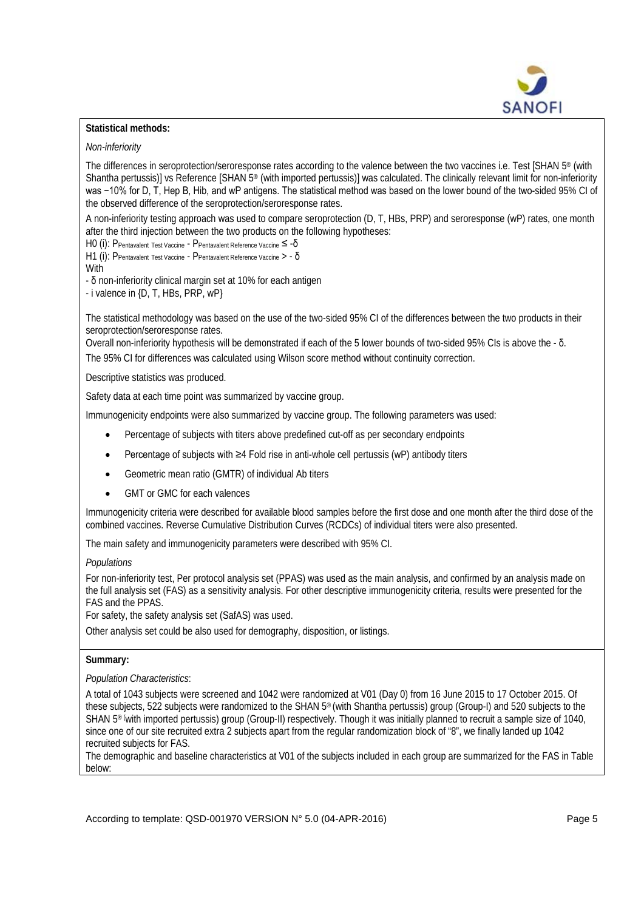**Statistical methods:**

*Non-inferiority*

The differences in seroprotection/seroresponse rates according to the valence between the two vaccines i.e. Test [SHAN 5® (with Shantha pertussis)] vs Reference [SHAN 5® (with imported pertussis)] was calculated. The clinically relevant limit for non-inferiority was −10% for D, T, Hep B, Hib, and wP antigens. The statistical method was based on the lower bound of the two-sided 95% CI of the observed difference of the seroprotection/seroresponse rates.

A non-inferiority testing approach was used to compare seroprotection (D, T, HBs, PRP) and seroresponse (wP) rates, one month after the third injection between the two products on the following hypotheses:

H0 (i): $P_{\text{Pentavalent Test Vaccine}} - P_{\text{Pentavalent Reference Vaccine}} \leq -\delta$

H1 (i): $P_{\text{Pentavalent Test Vaccine}} - P_{\text{Pentavalent Reference Vaccine}} > -\delta$

With

- δ non-inferiority clinical margin set at 10% for each antigen
- i valence in {D, T, HBs, PRP, wP}

The statistical methodology was based on the use of the two-sided 95% CI of the differences between the two products in their seroprotection/seroresponse rates.

Overall non-inferiority hypothesis will be demonstrated if each of the 5 lower bounds of two-sided 95% CIs is above the - δ.

The 95% CI for differences was calculated using Wilson score method without continuity correction.

Descriptive statistics was produced.

Safety data at each time point was summarized by vaccine group.

Immunogenicity endpoints were also summarized by vaccine group. The following parameters was used:

- Percentage of subjects with titers above predefined cut-off as per secondary endpoints
- Percentage of subjects with ≥4 Fold rise in anti-whole cell pertussis (wP) antibody titers
- Geometric mean ratio (GMTR) of individual Ab titers
- GMT or GMC for each valences

Immunogenicity criteria were described for available blood samples before the first dose and one month after the third dose of the combined vaccines. Reverse Cumulative Distribution Curves (RCDCs) of individual titers were also presented.

The main safety and immunogenicity parameters were described with 95% CI.

*Populations*

For non-inferiority test, Per protocol analysis set (PPAS) was used as the main analysis, and confirmed by an analysis made on the full analysis set (FAS) as a sensitivity analysis. For other descriptive immunogenicity criteria, results were presented for the FAS and the PPAS.

For safety, the safety analysis set (SafAS) was used.

Other analysis set could be also used for demography, disposition, or listings.

**Summary:**

*Population Characteristics*:

A total of 1043 subjects were screened and 1042 were randomized at V01 (Day 0) from 16 June 2015 to 17 October 2015. Of these subjects, 522 subjects were randomized to the SHAN 5® (with Shantha pertussis) group (Group-I) and 520 subjects to the SHAN 5® (with imported pertussis) group (Group-II) respectively. Though it was initially planned to recruit a sample size of 1040, since one of our site recruited extra 2 subjects apart from the regular randomization block of "8", we finally landed up 1042 recruited subjects for FAS.

The demographic and baseline characteristics at V01 of the subjects included in each group are summarized for the FAS in Table below: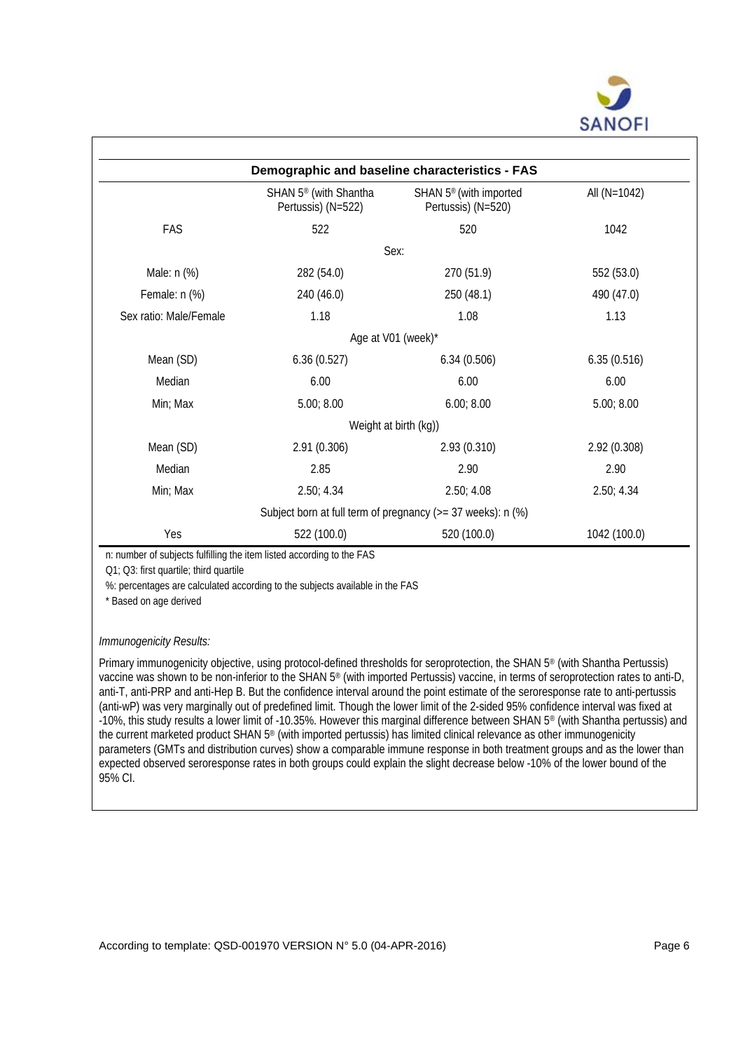| Demographic and baseline characteristics - FAS | | | |
|---|---|---|---|
| | SHAN 5® (with Shantha Pertussis) (N=522) | SHAN 5® (with imported Pertussis) (N=520) | All (N=1042) |
| FAS | 522 | 520 | 1042 |
| Sex: | | | |
| Male: n (%) | 282 (54.0) | 270 (51.9) | 552 (53.0) |
| Female: n (%) | 240 (46.0) | 250 (48.1) | 490 (47.0) |
| Sex ratio: Male/Female | 1.18 | 1.08 | 1.13 |
| Age at V01 (week)* | | | |
| Mean (SD) | 6.36 (0.527) | 6.34 (0.506) | 6.35 (0.516) |
| Median | 6.00 | 6.00 | 6.00 |
| Min; Max | 5.00; 8.00 | 6.00; 8.00 | 5.00; 8.00 |
| Weight at birth (kg)) | | | |
| Mean (SD) | 2.91 (0.306) | 2.93 (0.310) | 2.92 (0.308) |
| Median | 2.85 | 2.90 | 2.90 |
| Min; Max | 2.50; 4.34 | 2.50; 4.08 | 2.50; 4.34 |
| Subject born at full term of pregnancy (>= 37 weeks): n (%) | | | |
| Yes | 522 (100.0) | 520 (100.0) | 1042 (100.0) |

n: number of subjects fulfilling the item listed according to the FAS

Q1; Q3: first quartile; third quartile

%: percentages are calculated according to the subjects available in the FAS

* Based on age derived

*Immunogenicity Results:*

Primary immunogenicity objective, using protocol-defined thresholds for seroprotection, the SHAN 5® (with Shantha Pertussis) vaccine was shown to be non-inferior to the SHAN 5® (with imported Pertussis) vaccine, in terms of seroprotection rates to anti-D, anti-T, anti-PRP and anti-Hep B. But the confidence interval around the point estimate of the seroresponse rate to anti-pertussis (anti-wP) was very marginally out of predefined limit. Though the lower limit of the 2-sided 95% confidence interval was fixed at -10%, this study results a lower limit of -10.35%. However this marginal difference between SHAN 5® (with Shantha pertussis) and the current marketed product SHAN 5® (with imported pertussis) has limited clinical relevance as other immunogenicity parameters (GMTs and distribution curves) show a comparable immune response in both treatment groups and as the lower than expected observed seroresponse rates in both groups could explain the slight decrease below -10% of the lower bound of the 95% CI.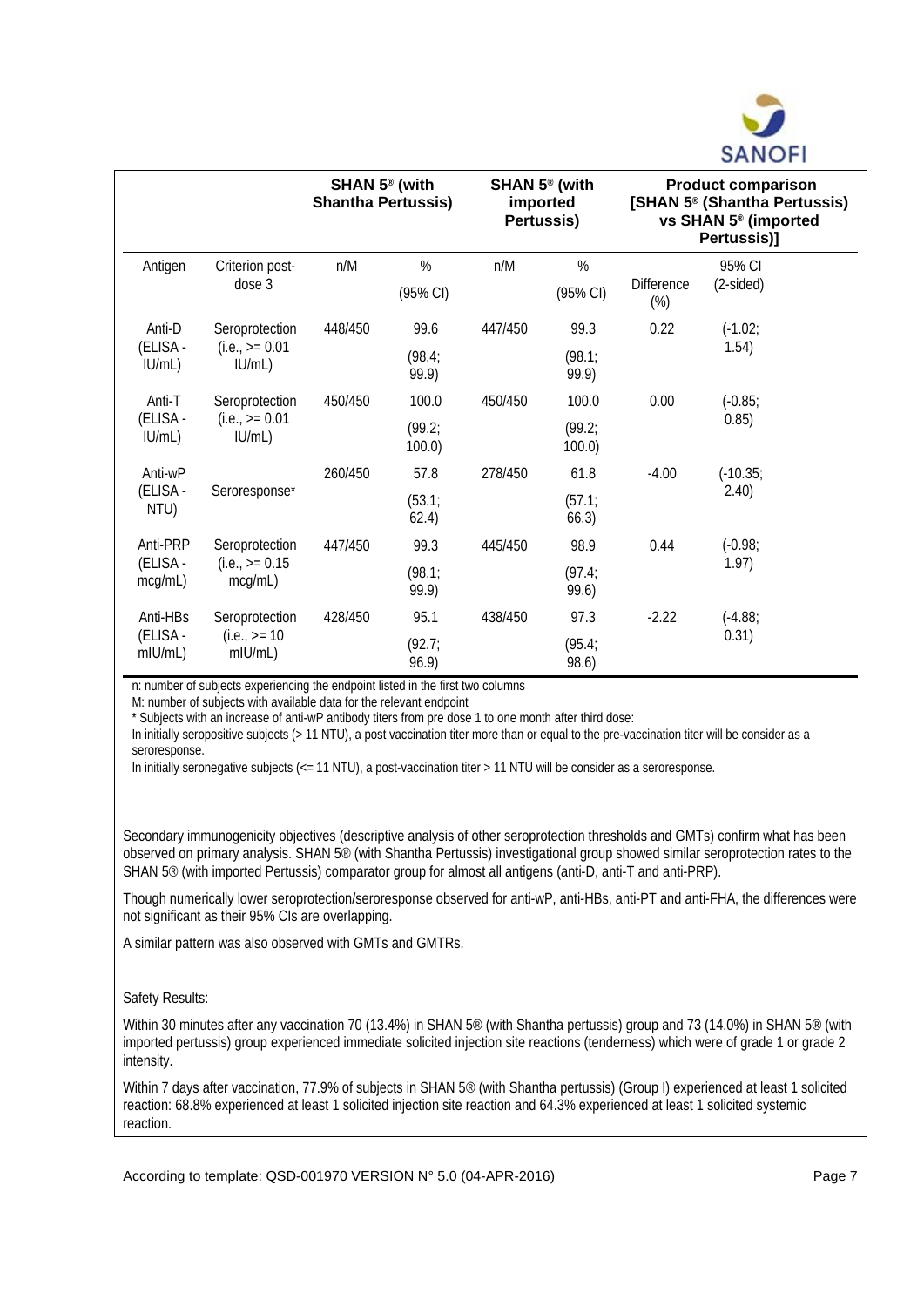| | | SHAN 5® (with Shantha Pertussis) | | SHAN 5® (with imported Pertussis) | | Product comparison [SHAN 5® (Shantha Pertussis) vs SHAN 5® (imported Pertussis)] | |
|---|---|---|---|---|---|---|---|
| Antigen | Criterion post-dose 3 | n/M | % (95% CI) | n/M | % (95% CI) | Difference (%) | 95% CI (2-sided) |
| Anti-D (ELISA - IU/mL) | Seroprotection (i.e., >= 0.01 IU/mL) | 448/450 | 99.6 (98.4; 99.9) | 447/450 | 99.3 (98.1; 99.9) | 0.22 | (-1.02; 1.54) |
| Anti-T (ELISA - IU/mL) | Seroprotection (i.e., >= 0.01 IU/mL) | 450/450 | 100.0 (99.2; 100.0) | 450/450 | 100.0 (99.2; 100.0) | 0.00 | (-0.85; 0.85) |
| Anti-wP (ELISA - NTU) | Seroresponse* | 260/450 | 57.8 (53.1; 62.4) | 278/450 | 61.8 (57.1; 66.3) | -4.00 | (-10.35; 2.40) |
| Anti-PRP (ELISA - mcg/mL) | Seroprotection (i.e., >= 0.15 mcg/mL) | 447/450 | 99.3 (98.1; 99.9) | 445/450 | 98.9 (97.4; 99.6) | 0.44 | (-0.98; 1.97) |
| Anti-HBs (ELISA - mIU/mL) | Seroprotection (i.e., >= 10 mIU/mL) | 428/450 | 95.1 (92.7; 96.9) | 438/450 | 97.3 (95.4; 98.6) | -2.22 | (-4.88; 0.31) |

n: number of subjects experiencing the endpoint listed in the first two columns

M: number of subjects with available data for the relevant endpoint

* Subjects with an increase of anti-wP antibody titers from pre dose 1 to one month after third dose:

In initially seropositive subjects (> 11 NTU), a post vaccination titer more than or equal to the pre-vaccination titer will be consider as a seroresponse.

In initially seronegative subjects (<= 11 NTU), a post-vaccination titer > 11 NTU will be consider as a seroresponse.

Secondary immunogenicity objectives (descriptive analysis of other seroprotection thresholds and GMTs) confirm what has been observed on primary analysis. SHAN 5® (with Shantha Pertussis) investigational group showed similar seroprotection rates to the SHAN 5® (with imported Pertussis) comparator group for almost all antigens (anti-D, anti-T and anti-PRP).

Though numerically lower seroprotection/seroresponse observed for anti-wP, anti-HBs, anti-PT and anti-FHA, the differences were not significant as their 95% CIs are overlapping.

A similar pattern was also observed with GMTs and GMTRs.

Safety Results:

Within 30 minutes after any vaccination 70 (13.4%) in SHAN 5® (with Shantha pertussis) group and 73 (14.0%) in SHAN 5® (with imported pertussis) group experienced immediate solicited injection site reactions (tenderness) which were of grade 1 or grade 2 intensity.

Within 7 days after vaccination, 77.9% of subjects in SHAN 5® (with Shantha pertussis) (Group I) experienced at least 1 solicited reaction: 68.8% experienced at least 1 solicited injection site reaction and 64.3% experienced at least 1 solicited systemic reaction.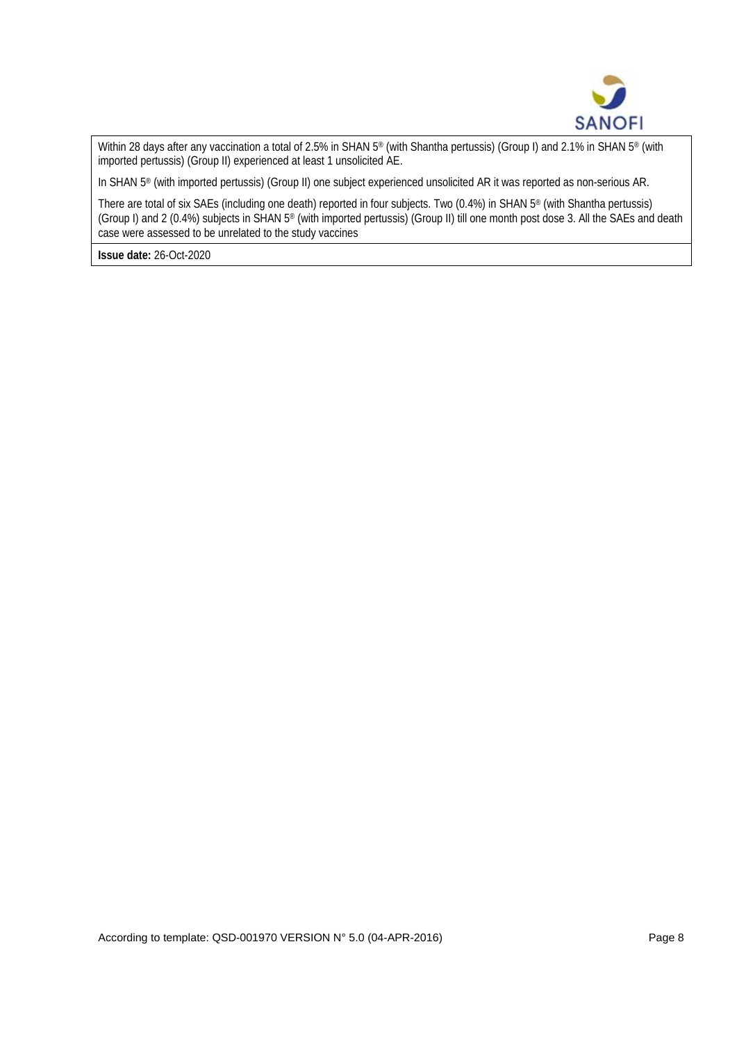Within 28 days after any vaccination a total of 2.5% in SHAN 5® (with Shantha pertussis) (Group I) and 2.1% in SHAN 5® (with imported pertussis) (Group II) experienced at least 1 unsolicited AE.

In SHAN 5® (with imported pertussis) (Group II) one subject experienced unsolicited AR it was reported as non-serious AR.

There are total of six SAEs (including one death) reported in four subjects. Two (0.4%) in SHAN 5® (with Shantha pertussis) (Group I) and 2 (0.4%) subjects in SHAN 5® (with imported pertussis) (Group II) till one month post dose 3. All the SAEs and death case were assessed to be unrelated to the study vaccines

**Issue date:** 26-Oct-2020

According to template: QSD-001970 VERSION N° 5.0 (04-APR-2016)